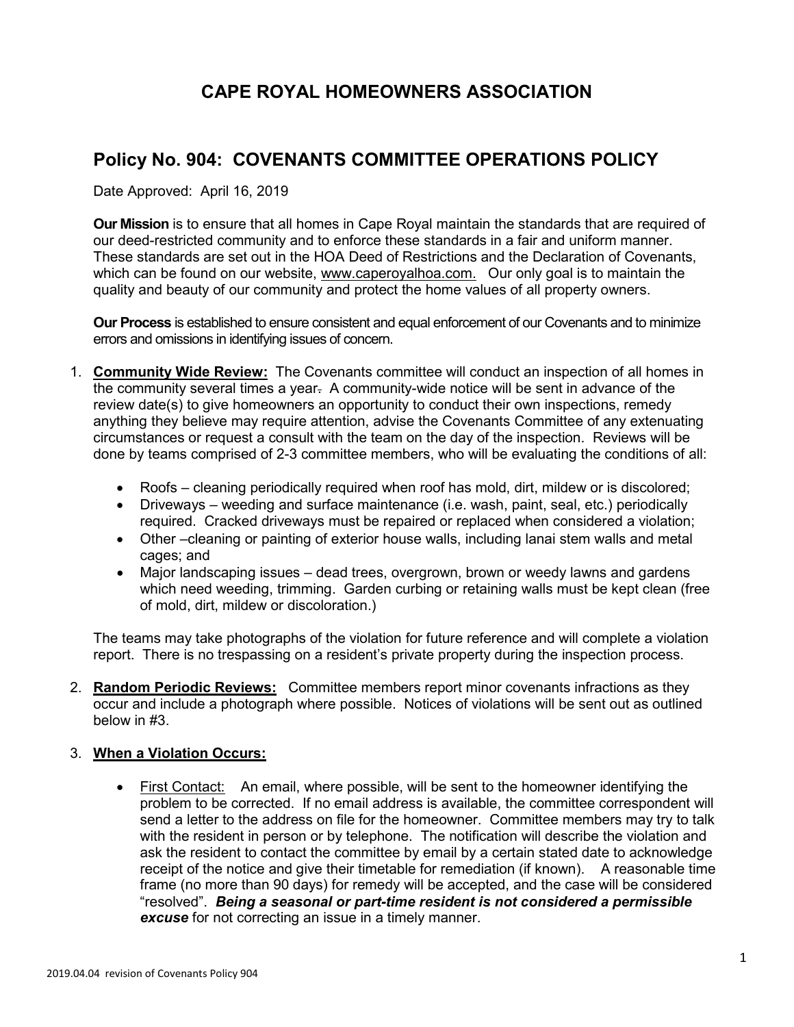# CAPE ROYAL HOMEOWNERS ASSOCIATION

## Policy No. 904: COVENANTS COMMITTEE OPERATIONS POLICY

Date Approved: April 16, 2019

**Our Mission** is to ensure that all homes in Cape Royal maintain the standards that are required of our deed-restricted community and to enforce these standards in a fair and uniform manner. These standards are set out in the HOA Deed of Restrictions and the Declaration of Covenants, which can be found on our website, www.caperoyalhoa.com. Our only goal is to maintain the quality and beauty of our community and protect the home values of all property owners.

**Our Process** is established to ensure consistent and equal enforcement of our Covenants and to minimize errors and omissions in identifying issues of concern.

1. **Community Wide Review:** The Covenants committee will conduct an inspection of all homes in the community several times a year. A community-wide notice will be sent in advance of the review date(s) to give homeowners an opportunity to conduct their own inspections, remedy anything they believe may require attention, advise the Covenants Committee of any extenuating circumstances or request a consult with the team on the day of the inspection. Reviews will be done by teams comprised of 2-3 committee members, who will be evaluating the conditions of all:

   - Roofs – cleaning periodically required when roof has mold, dirt, mildew or is discolored;
   - Driveways – weeding and surface maintenance (i.e. wash, paint, seal, etc.) periodically required. Cracked driveways must be repaired or replaced when considered a violation;
   - Other –cleaning or painting of exterior house walls, including lanai stem walls and metal cages; and
   - Major landscaping issues – dead trees, overgrown, brown or weedy lawns and gardens which need weeding, trimming. Garden curbing or retaining walls must be kept clean (free of mold, dirt, mildew or discoloration.)

   The teams may take photographs of the violation for future reference and will complete a violation report. There is no trespassing on a resident's private property during the inspection process.

2. **Random Periodic Reviews:** Committee members report minor covenants infractions as they occur and include a photograph where possible. Notices of violations will be sent out as outlined below in #3.

3. **When a Violation Occurs:**

   - First Contact: An email, where possible, will be sent to the homeowner identifying the problem to be corrected. If no email address is available, the committee correspondent will send a letter to the address on file for the homeowner. Committee members may try to talk with the resident in person or by telephone. The notification will describe the violation and ask the resident to contact the committee by email by a certain stated date to acknowledge receipt of the notice and give their timetable for remediation (if known). A reasonable time frame (no more than 90 days) for remedy will be accepted, and the case will be considered "resolved". ***Being a seasonal or part-time resident is not considered a permissible excuse*** for not correcting an issue in a timely manner.

2019.04.04 revision of Covenants Policy 904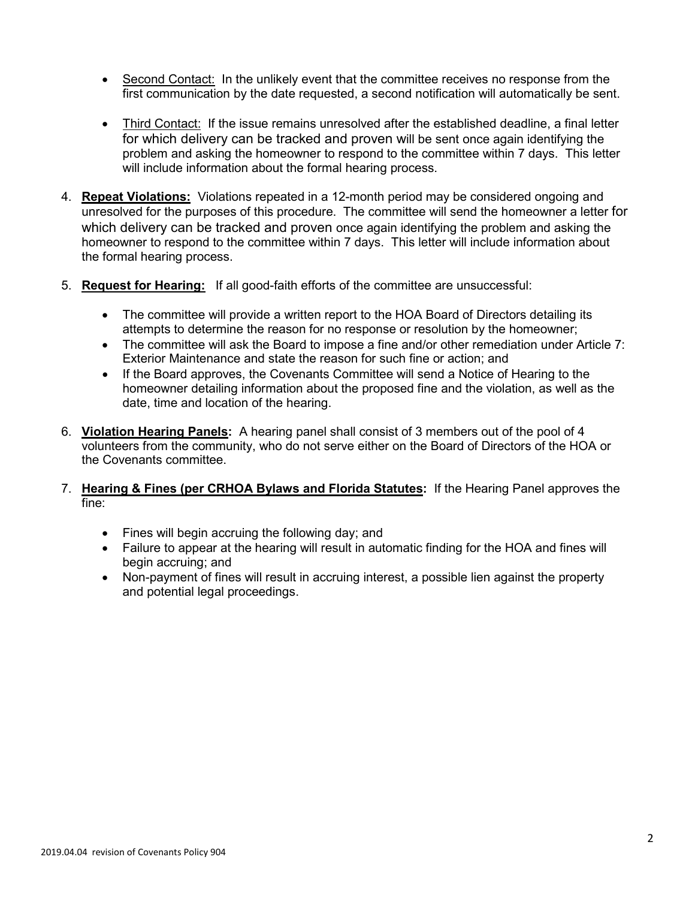- Second Contact: In the unlikely event that the committee receives no response from the first communication by the date requested, a second notification will automatically be sent.

- Third Contact: If the issue remains unresolved after the established deadline, a final letter for which delivery can be tracked and proven will be sent once again identifying the problem and asking the homeowner to respond to the committee within 7 days. This letter will include information about the formal hearing process.

4. **Repeat Violations:** Violations repeated in a 12-month period may be considered ongoing and unresolved for the purposes of this procedure. The committee will send the homeowner a letter for which delivery can be tracked and proven once again identifying the problem and asking the homeowner to respond to the committee within 7 days. This letter will include information about the formal hearing process.

5. **Request for Hearing:** If all good-faith efforts of the committee are unsuccessful:

   - The committee will provide a written report to the HOA Board of Directors detailing its attempts to determine the reason for no response or resolution by the homeowner;
   - The committee will ask the Board to impose a fine and/or other remediation under Article 7: Exterior Maintenance and state the reason for such fine or action; and
   - If the Board approves, the Covenants Committee will send a Notice of Hearing to the homeowner detailing information about the proposed fine and the violation, as well as the date, time and location of the hearing.

6. **Violation Hearing Panels:** A hearing panel shall consist of 3 members out of the pool of 4 volunteers from the community, who do not serve either on the Board of Directors of the HOA or the Covenants committee.

7. **Hearing & Fines (per CRHOA Bylaws and Florida Statutes:** If the Hearing Panel approves the fine:

   - Fines will begin accruing the following day; and
   - Failure to appear at the hearing will result in automatic finding for the HOA and fines will begin accruing; and
   - Non-payment of fines will result in accruing interest, a possible lien against the property and potential legal proceedings.

2019.04.04 revision of Covenants Policy 904